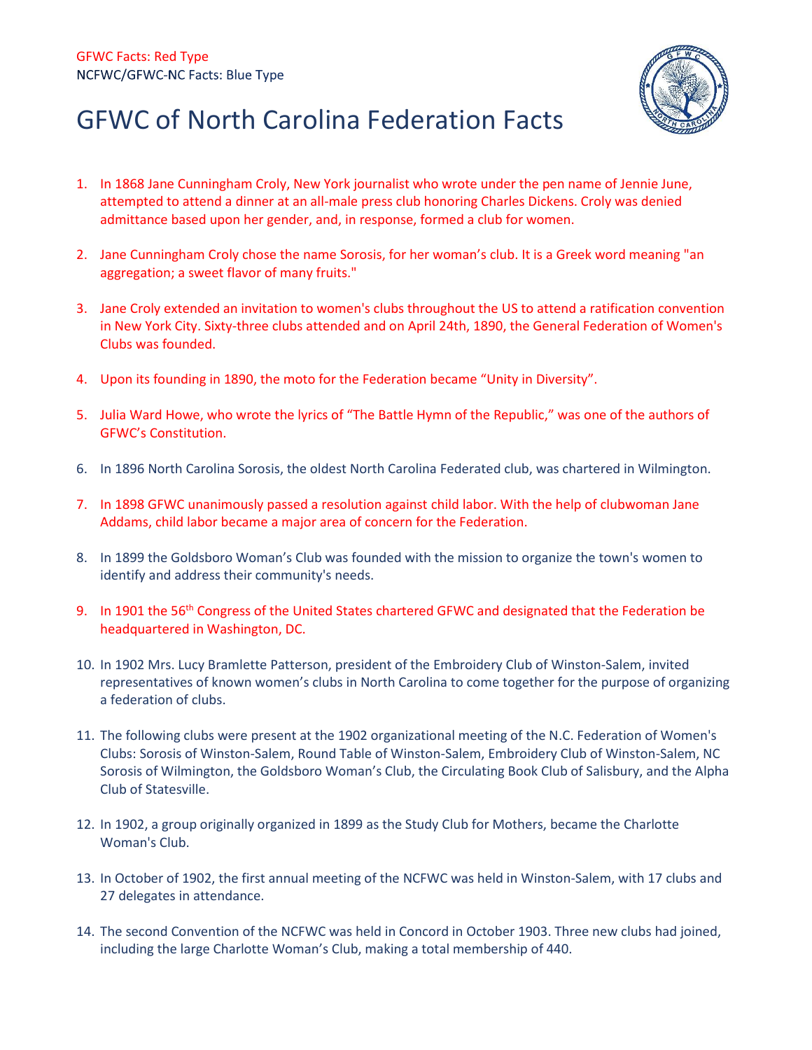GFWC Facts: Red Type
NCFWC/GFWC-NC Facts: Blue Type

# GFWC of North Carolina Federation Facts

1. In 1868 Jane Cunningham Croly, New York journalist who wrote under the pen name of Jennie June, attempted to attend a dinner at an all-male press club honoring Charles Dickens. Croly was denied admittance based upon her gender, and, in response, formed a club for women.

2. Jane Cunningham Croly chose the name Sorosis, for her woman's club. It is a Greek word meaning "an aggregation; a sweet flavor of many fruits."

3. Jane Croly extended an invitation to women's clubs throughout the US to attend a ratification convention in New York City. Sixty-three clubs attended and on April 24th, 1890, the General Federation of Women's Clubs was founded.

4. Upon its founding in 1890, the moto for the Federation became "Unity in Diversity".

5. Julia Ward Howe, who wrote the lyrics of "The Battle Hymn of the Republic," was one of the authors of GFWC's Constitution.

6. In 1896 North Carolina Sorosis, the oldest North Carolina Federated club, was chartered in Wilmington.

7. In 1898 GFWC unanimously passed a resolution against child labor. With the help of clubwoman Jane Addams, child labor became a major area of concern for the Federation.

8. In 1899 the Goldsboro Woman's Club was founded with the mission to organize the town's women to identify and address their community's needs.

9. In 1901 the 56th Congress of the United States chartered GFWC and designated that the Federation be headquartered in Washington, DC.

10. In 1902 Mrs. Lucy Bramlette Patterson, president of the Embroidery Club of Winston-Salem, invited representatives of known women's clubs in North Carolina to come together for the purpose of organizing a federation of clubs.

11. The following clubs were present at the 1902 organizational meeting of the N.C. Federation of Women's Clubs: Sorosis of Winston-Salem, Round Table of Winston-Salem, Embroidery Club of Winston-Salem, NC Sorosis of Wilmington, the Goldsboro Woman's Club, the Circulating Book Club of Salisbury, and the Alpha Club of Statesville.

12. In 1902, a group originally organized in 1899 as the Study Club for Mothers, became the Charlotte Woman's Club.

13. In October of 1902, the first annual meeting of the NCFWC was held in Winston-Salem, with 17 clubs and 27 delegates in attendance.

14. The second Convention of the NCFWC was held in Concord in October 1903. Three new clubs had joined, including the large Charlotte Woman's Club, making a total membership of 440.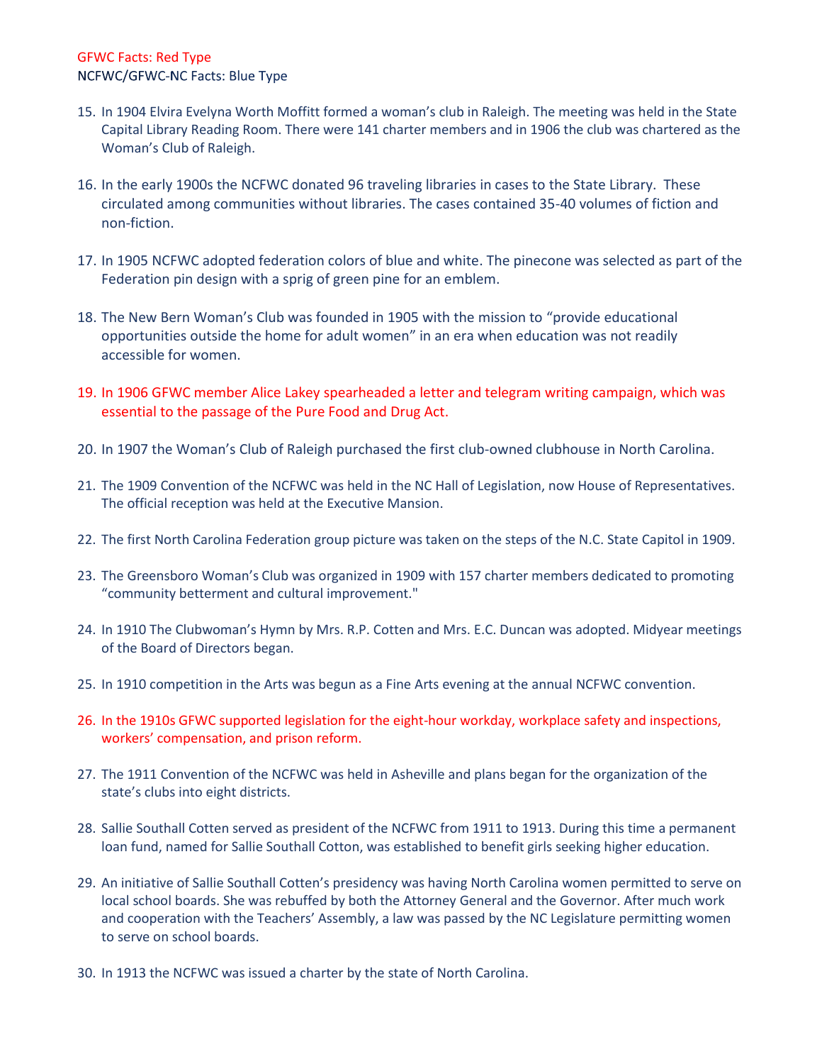GFWC Facts: Red Type
NCFWC/GFWC-NC Facts: Blue Type

15. In 1904 Elvira Evelyna Worth Moffitt formed a woman's club in Raleigh. The meeting was held in the State Capital Library Reading Room. There were 141 charter members and in 1906 the club was chartered as the Woman's Club of Raleigh.

16. In the early 1900s the NCFWC donated 96 traveling libraries in cases to the State Library. These circulated among communities without libraries. The cases contained 35-40 volumes of fiction and non-fiction.

17. In 1905 NCFWC adopted federation colors of blue and white. The pinecone was selected as part of the Federation pin design with a sprig of green pine for an emblem.

18. The New Bern Woman's Club was founded in 1905 with the mission to "provide educational opportunities outside the home for adult women" in an era when education was not readily accessible for women.

19. In 1906 GFWC member Alice Lakey spearheaded a letter and telegram writing campaign, which was essential to the passage of the Pure Food and Drug Act.

20. In 1907 the Woman's Club of Raleigh purchased the first club-owned clubhouse in North Carolina.

21. The 1909 Convention of the NCFWC was held in the NC Hall of Legislation, now House of Representatives. The official reception was held at the Executive Mansion.

22. The first North Carolina Federation group picture was taken on the steps of the N.C. State Capitol in 1909.

23. The Greensboro Woman's Club was organized in 1909 with 157 charter members dedicated to promoting "community betterment and cultural improvement."

24. In 1910 The Clubwoman's Hymn by Mrs. R.P. Cotten and Mrs. E.C. Duncan was adopted. Midyear meetings of the Board of Directors began.

25. In 1910 competition in the Arts was begun as a Fine Arts evening at the annual NCFWC convention.

26. In the 1910s GFWC supported legislation for the eight-hour workday, workplace safety and inspections, workers' compensation, and prison reform.

27. The 1911 Convention of the NCFWC was held in Asheville and plans began for the organization of the state's clubs into eight districts.

28. Sallie Southall Cotten served as president of the NCFWC from 1911 to 1913. During this time a permanent loan fund, named for Sallie Southall Cotton, was established to benefit girls seeking higher education.

29. An initiative of Sallie Southall Cotten's presidency was having North Carolina women permitted to serve on local school boards. She was rebuffed by both the Attorney General and the Governor. After much work and cooperation with the Teachers' Assembly, a law was passed by the NC Legislature permitting women to serve on school boards.

30. In 1913 the NCFWC was issued a charter by the state of North Carolina.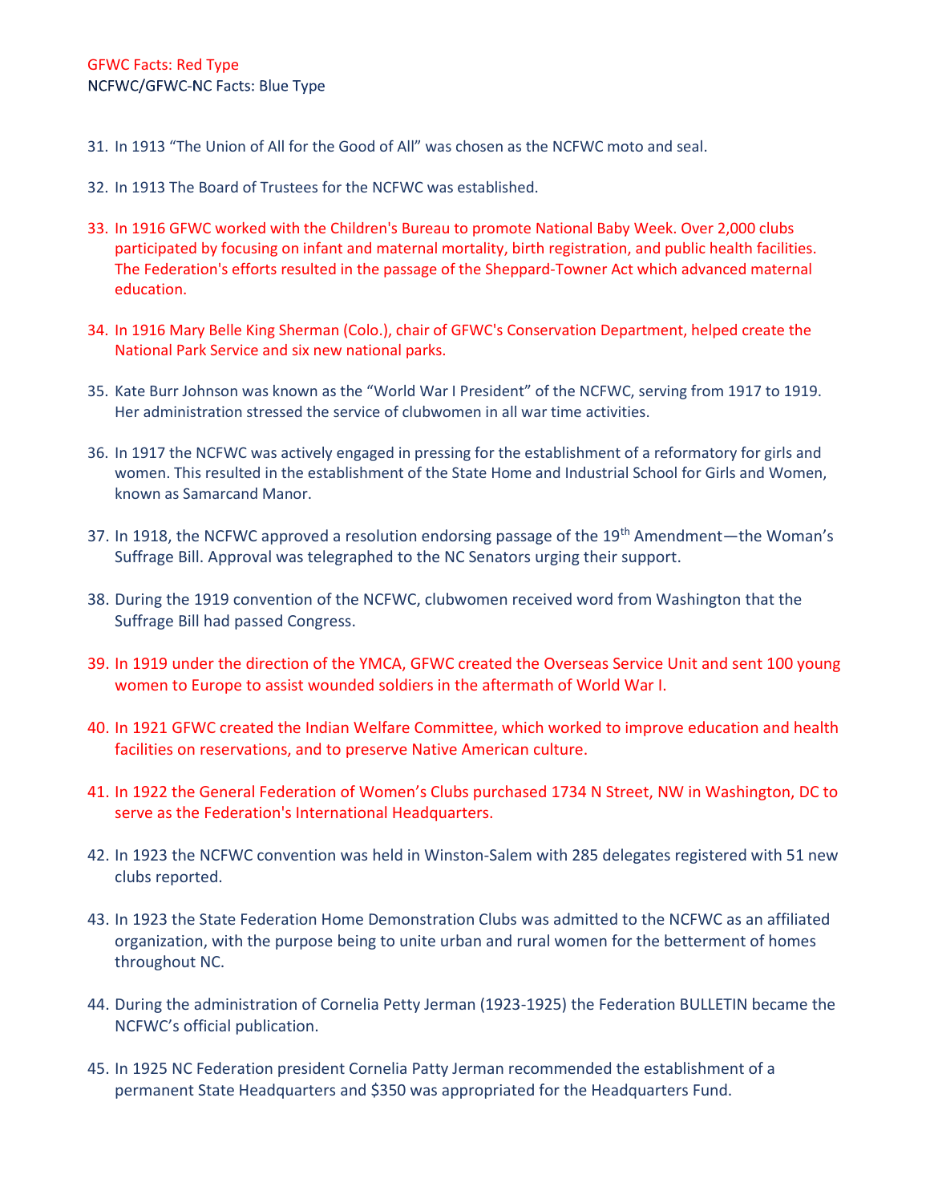GFWC Facts: Red Type
NCFWC/GFWC-NC Facts: Blue Type

31. In 1913 "The Union of All for the Good of All" was chosen as the NCFWC moto and seal.

32. In 1913 The Board of Trustees for the NCFWC was established.

33. In 1916 GFWC worked with the Children's Bureau to promote National Baby Week. Over 2,000 clubs participated by focusing on infant and maternal mortality, birth registration, and public health facilities. The Federation's efforts resulted in the passage of the Sheppard-Towner Act which advanced maternal education.

34. In 1916 Mary Belle King Sherman (Colo.), chair of GFWC's Conservation Department, helped create the National Park Service and six new national parks.

35. Kate Burr Johnson was known as the "World War I President" of the NCFWC, serving from 1917 to 1919. Her administration stressed the service of clubwomen in all war time activities.

36. In 1917 the NCFWC was actively engaged in pressing for the establishment of a reformatory for girls and women. This resulted in the establishment of the State Home and Industrial School for Girls and Women, known as Samarcand Manor.

37. In 1918, the NCFWC approved a resolution endorsing passage of the 19th Amendment—the Woman's Suffrage Bill. Approval was telegraphed to the NC Senators urging their support.

38. During the 1919 convention of the NCFWC, clubwomen received word from Washington that the Suffrage Bill had passed Congress.

39. In 1919 under the direction of the YMCA, GFWC created the Overseas Service Unit and sent 100 young women to Europe to assist wounded soldiers in the aftermath of World War I.

40. In 1921 GFWC created the Indian Welfare Committee, which worked to improve education and health facilities on reservations, and to preserve Native American culture.

41. In 1922 the General Federation of Women's Clubs purchased 1734 N Street, NW in Washington, DC to serve as the Federation's International Headquarters.

42. In 1923 the NCFWC convention was held in Winston-Salem with 285 delegates registered with 51 new clubs reported.

43. In 1923 the State Federation Home Demonstration Clubs was admitted to the NCFWC as an affiliated organization, with the purpose being to unite urban and rural women for the betterment of homes throughout NC.

44. During the administration of Cornelia Petty Jerman (1923-1925) the Federation BULLETIN became the NCFWC's official publication.

45. In 1925 NC Federation president Cornelia Patty Jerman recommended the establishment of a permanent State Headquarters and $350 was appropriated for the Headquarters Fund.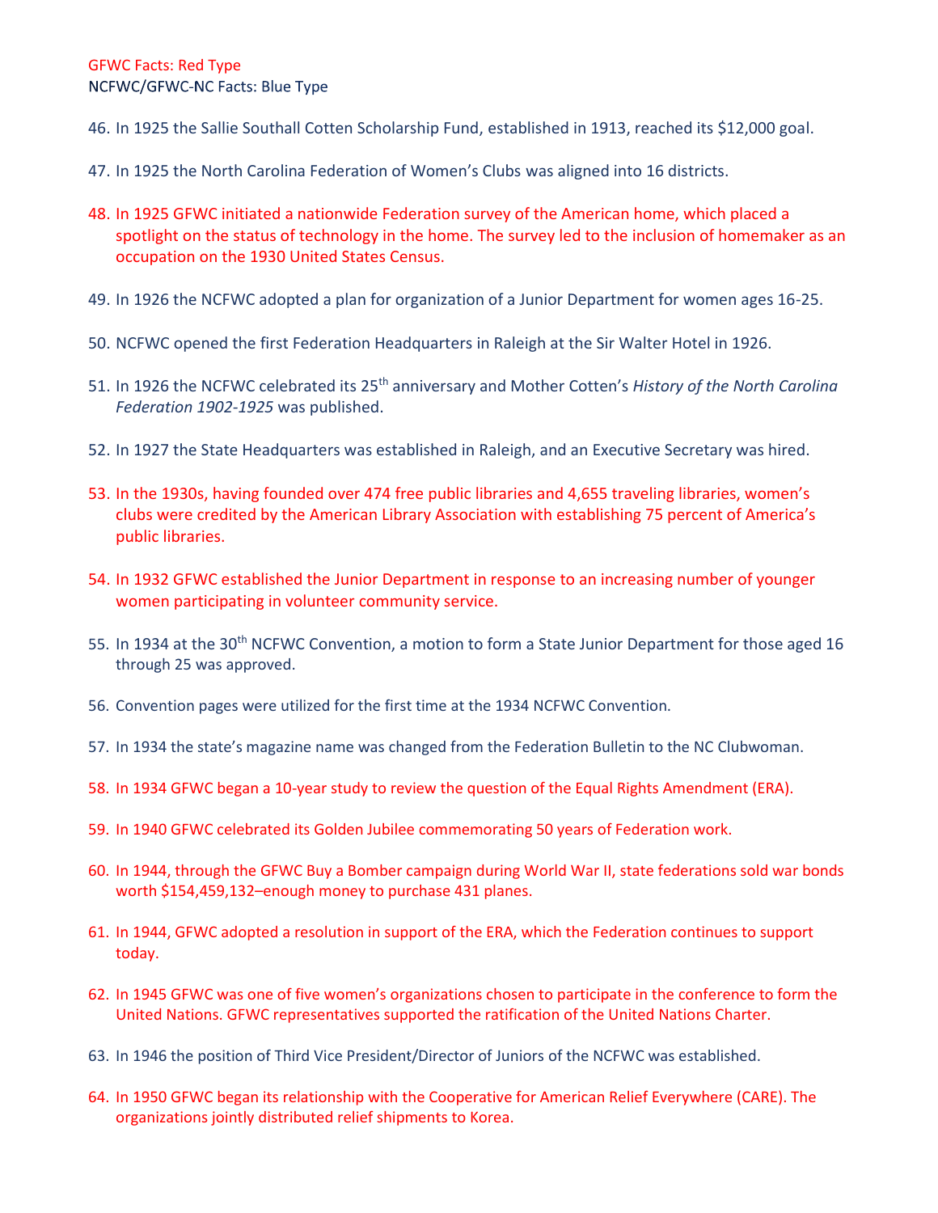GFWC Facts: Red Type
NCFWC/GFWC-NC Facts: Blue Type

46. In 1925 the Sallie Southall Cotten Scholarship Fund, established in 1913, reached its $12,000 goal.

47. In 1925 the North Carolina Federation of Women's Clubs was aligned into 16 districts.

48. In 1925 GFWC initiated a nationwide Federation survey of the American home, which placed a spotlight on the status of technology in the home. The survey led to the inclusion of homemaker as an occupation on the 1930 United States Census.

49. In 1926 the NCFWC adopted a plan for organization of a Junior Department for women ages 16-25.

50. NCFWC opened the first Federation Headquarters in Raleigh at the Sir Walter Hotel in 1926.

51. In 1926 the NCFWC celebrated its 25th anniversary and Mother Cotten's *History of the North Carolina Federation 1902-1925* was published.

52. In 1927 the State Headquarters was established in Raleigh, and an Executive Secretary was hired.

53. In the 1930s, having founded over 474 free public libraries and 4,655 traveling libraries, women's clubs were credited by the American Library Association with establishing 75 percent of America's public libraries.

54. In 1932 GFWC established the Junior Department in response to an increasing number of younger women participating in volunteer community service.

55. In 1934 at the 30th NCFWC Convention, a motion to form a State Junior Department for those aged 16 through 25 was approved.

56. Convention pages were utilized for the first time at the 1934 NCFWC Convention.

57. In 1934 the state's magazine name was changed from the Federation Bulletin to the NC Clubwoman.

58. In 1934 GFWC began a 10-year study to review the question of the Equal Rights Amendment (ERA).

59. In 1940 GFWC celebrated its Golden Jubilee commemorating 50 years of Federation work.

60. In 1944, through the GFWC Buy a Bomber campaign during World War II, state federations sold war bonds worth $154,459,132–enough money to purchase 431 planes.

61. In 1944, GFWC adopted a resolution in support of the ERA, which the Federation continues to support today.

62. In 1945 GFWC was one of five women's organizations chosen to participate in the conference to form the United Nations. GFWC representatives supported the ratification of the United Nations Charter.

63. In 1946 the position of Third Vice President/Director of Juniors of the NCFWC was established.

64. In 1950 GFWC began its relationship with the Cooperative for American Relief Everywhere (CARE). The organizations jointly distributed relief shipments to Korea.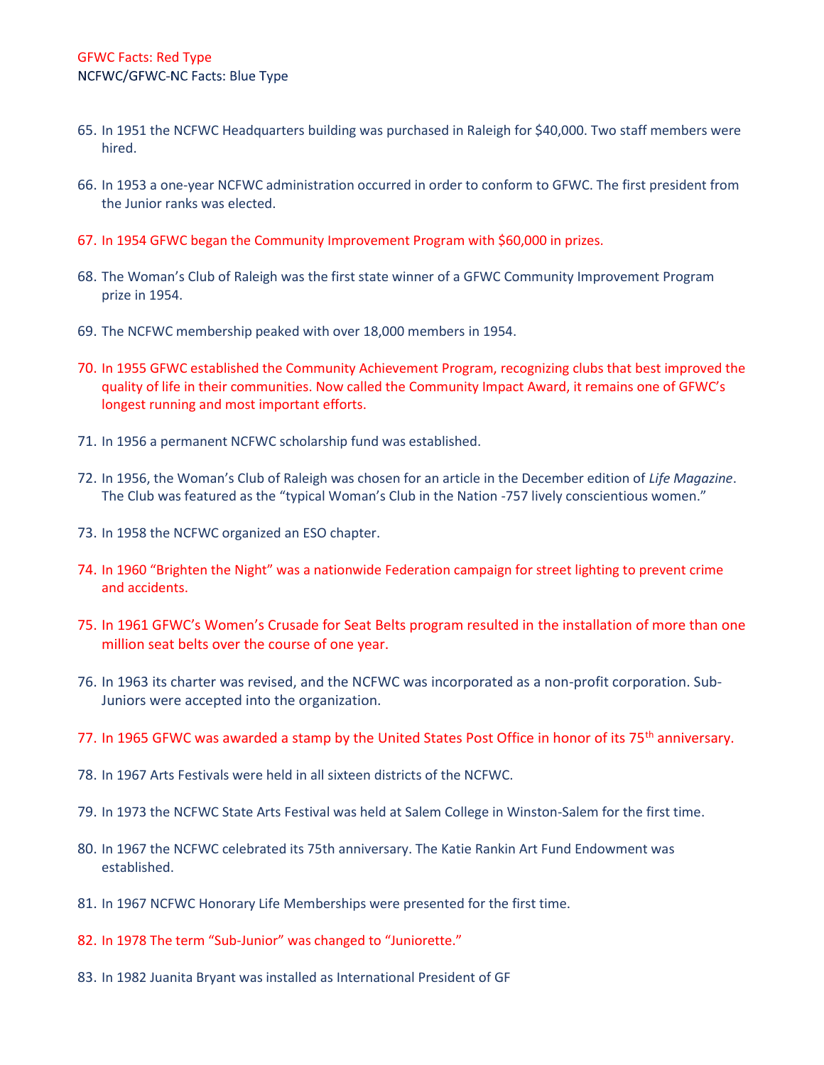GFWC Facts: Red Type
NCFWC/GFWC-NC Facts: Blue Type

65. In 1951 the NCFWC Headquarters building was purchased in Raleigh for $40,000. Two staff members were hired.

66. In 1953 a one-year NCFWC administration occurred in order to conform to GFWC. The first president from the Junior ranks was elected.

67. In 1954 GFWC began the Community Improvement Program with $60,000 in prizes.

68. The Woman's Club of Raleigh was the first state winner of a GFWC Community Improvement Program prize in 1954.

69. The NCFWC membership peaked with over 18,000 members in 1954.

70. In 1955 GFWC established the Community Achievement Program, recognizing clubs that best improved the quality of life in their communities. Now called the Community Impact Award, it remains one of GFWC's longest running and most important efforts.

71. In 1956 a permanent NCFWC scholarship fund was established.

72. In 1956, the Woman's Club of Raleigh was chosen for an article in the December edition of *Life Magazine*. The Club was featured as the "typical Woman's Club in the Nation -757 lively conscientious women."

73. In 1958 the NCFWC organized an ESO chapter.

74. In 1960 "Brighten the Night" was a nationwide Federation campaign for street lighting to prevent crime and accidents.

75. In 1961 GFWC's Women's Crusade for Seat Belts program resulted in the installation of more than one million seat belts over the course of one year.

76. In 1963 its charter was revised, and the NCFWC was incorporated as a non-profit corporation. Sub-Juniors were accepted into the organization.

77. In 1965 GFWC was awarded a stamp by the United States Post Office in honor of its 75th anniversary.

78. In 1967 Arts Festivals were held in all sixteen districts of the NCFWC.

79. In 1973 the NCFWC State Arts Festival was held at Salem College in Winston-Salem for the first time.

80. In 1967 the NCFWC celebrated its 75th anniversary. The Katie Rankin Art Fund Endowment was established.

81. In 1967 NCFWC Honorary Life Memberships were presented for the first time.

82. In 1978 The term "Sub-Junior" was changed to "Juniorette."

83. In 1982 Juanita Bryant was installed as International President of GF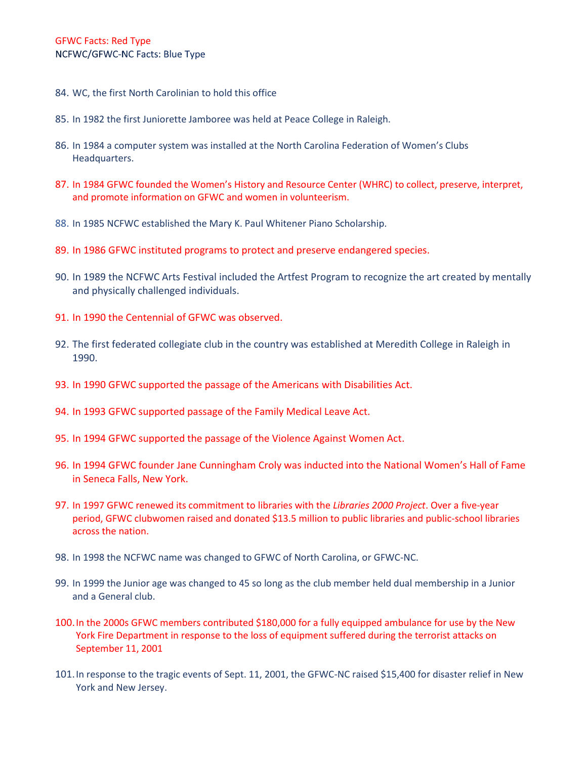GFWC Facts: Red Type
NCFWC/GFWC-NC Facts: Blue Type

84. WC, the first North Carolinian to hold this office

85. In 1982 the first Juniorette Jamboree was held at Peace College in Raleigh.

86. In 1984 a computer system was installed at the North Carolina Federation of Women's Clubs Headquarters.

87. In 1984 GFWC founded the Women's History and Resource Center (WHRC) to collect, preserve, interpret, and promote information on GFWC and women in volunteerism.

88. In 1985 NCFWC established the Mary K. Paul Whitener Piano Scholarship.

89. In 1986 GFWC instituted programs to protect and preserve endangered species.

90. In 1989 the NCFWC Arts Festival included the Artfest Program to recognize the art created by mentally and physically challenged individuals.

91. In 1990 the Centennial of GFWC was observed.

92. The first federated collegiate club in the country was established at Meredith College in Raleigh in 1990.

93. In 1990 GFWC supported the passage of the Americans with Disabilities Act.

94. In 1993 GFWC supported passage of the Family Medical Leave Act.

95. In 1994 GFWC supported the passage of the Violence Against Women Act.

96. In 1994 GFWC founder Jane Cunningham Croly was inducted into the National Women's Hall of Fame in Seneca Falls, New York.

97. In 1997 GFWC renewed its commitment to libraries with the *Libraries 2000 Project*. Over a five-year period, GFWC clubwomen raised and donated $13.5 million to public libraries and public-school libraries across the nation.

98. In 1998 the NCFWC name was changed to GFWC of North Carolina, or GFWC-NC.

99. In 1999 the Junior age was changed to 45 so long as the club member held dual membership in a Junior and a General club.

100. In the 2000s GFWC members contributed $180,000 for a fully equipped ambulance for use by the New York Fire Department in response to the loss of equipment suffered during the terrorist attacks on September 11, 2001

101. In response to the tragic events of Sept. 11, 2001, the GFWC-NC raised $15,400 for disaster relief in New York and New Jersey.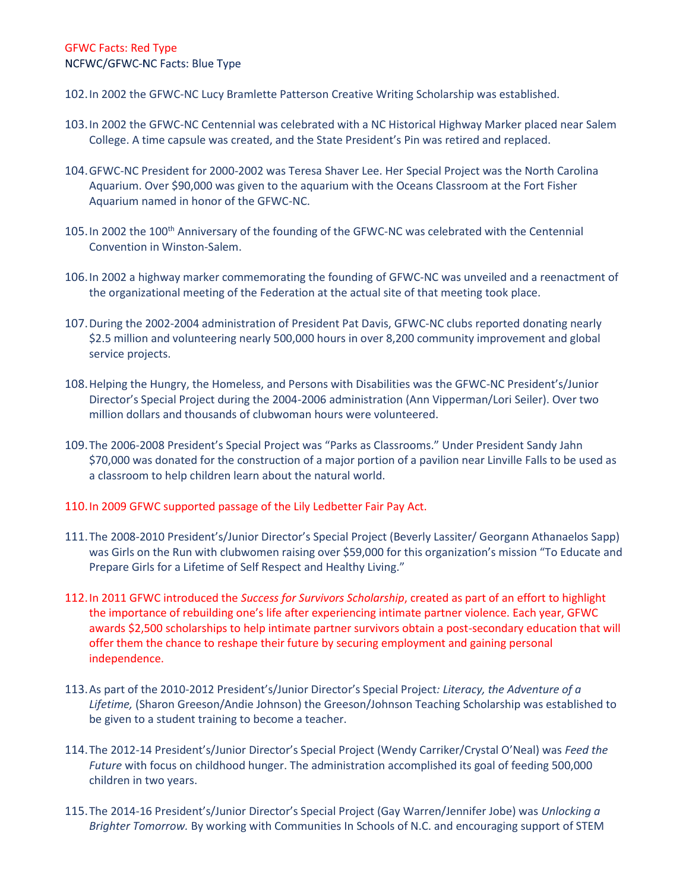GFWC Facts: Red Type
NCFWC/GFWC-NC Facts: Blue Type

102. In 2002 the GFWC-NC Lucy Bramlette Patterson Creative Writing Scholarship was established.

103. In 2002 the GFWC-NC Centennial was celebrated with a NC Historical Highway Marker placed near Salem College. A time capsule was created, and the State President's Pin was retired and replaced.

104. GFWC-NC President for 2000-2002 was Teresa Shaver Lee. Her Special Project was the North Carolina Aquarium. Over $90,000 was given to the aquarium with the Oceans Classroom at the Fort Fisher Aquarium named in honor of the GFWC-NC.

105. In 2002 the 100th Anniversary of the founding of the GFWC-NC was celebrated with the Centennial Convention in Winston-Salem.

106. In 2002 a highway marker commemorating the founding of GFWC-NC was unveiled and a reenactment of the organizational meeting of the Federation at the actual site of that meeting took place.

107. During the 2002-2004 administration of President Pat Davis, GFWC-NC clubs reported donating nearly $2.5 million and volunteering nearly 500,000 hours in over 8,200 community improvement and global service projects.

108. Helping the Hungry, the Homeless, and Persons with Disabilities was the GFWC-NC President's/Junior Director's Special Project during the 2004-2006 administration (Ann Vipperman/Lori Seiler). Over two million dollars and thousands of clubwoman hours were volunteered.

109. The 2006-2008 President's Special Project was "Parks as Classrooms." Under President Sandy Jahn $70,000 was donated for the construction of a major portion of a pavilion near Linville Falls to be used as a classroom to help children learn about the natural world.

110. In 2009 GFWC supported passage of the Lily Ledbetter Fair Pay Act.

111. The 2008-2010 President's/Junior Director's Special Project (Beverly Lassiter/ Georgann Athanaelos Sapp) was Girls on the Run with clubwomen raising over $59,000 for this organization's mission "To Educate and Prepare Girls for a Lifetime of Self Respect and Healthy Living."

112. In 2011 GFWC introduced the *Success for Survivors Scholarship*, created as part of an effort to highlight the importance of rebuilding one's life after experiencing intimate partner violence. Each year, GFWC awards $2,500 scholarships to help intimate partner survivors obtain a post-secondary education that will offer them the chance to reshape their future by securing employment and gaining personal independence.

113. As part of the 2010-2012 President's/Junior Director's Special Project*: Literacy, the Adventure of a Lifetime,* (Sharon Greeson/Andie Johnson) the Greeson/Johnson Teaching Scholarship was established to be given to a student training to become a teacher.

114. The 2012-14 President's/Junior Director's Special Project (Wendy Carriker/Crystal O'Neal) was *Feed the Future* with focus on childhood hunger. The administration accomplished its goal of feeding 500,000 children in two years.

115. The 2014-16 President's/Junior Director's Special Project (Gay Warren/Jennifer Jobe) was *Unlocking a Brighter Tomorrow.* By working with Communities In Schools of N.C. and encouraging support of STEM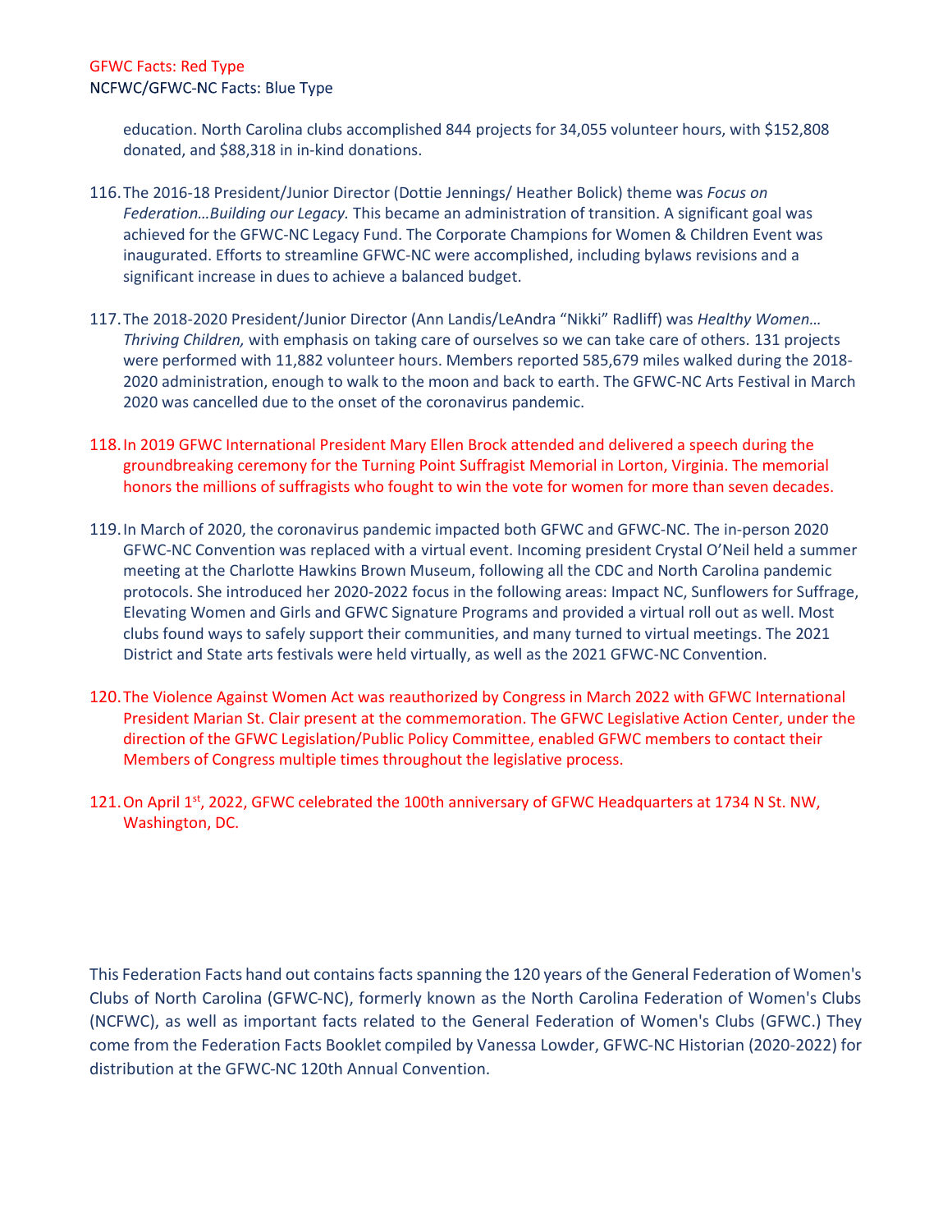GFWC Facts: Red Type
NCFWC/GFWC-NC Facts: Blue Type

education. North Carolina clubs accomplished 844 projects for 34,055 volunteer hours, with $152,808 donated, and $88,318 in in-kind donations.

116. The 2016-18 President/Junior Director (Dottie Jennings/ Heather Bolick) theme was *Focus on Federation…Building our Legacy.* This became an administration of transition. A significant goal was achieved for the GFWC-NC Legacy Fund. The Corporate Champions for Women & Children Event was inaugurated. Efforts to streamline GFWC-NC were accomplished, including bylaws revisions and a significant increase in dues to achieve a balanced budget.

117. The 2018-2020 President/Junior Director (Ann Landis/LeAndra "Nikki" Radliff) was *Healthy Women… Thriving Children,* with emphasis on taking care of ourselves so we can take care of others. 131 projects were performed with 11,882 volunteer hours. Members reported 585,679 miles walked during the 2018-2020 administration, enough to walk to the moon and back to earth. The GFWC-NC Arts Festival in March 2020 was cancelled due to the onset of the coronavirus pandemic.

118. In 2019 GFWC International President Mary Ellen Brock attended and delivered a speech during the groundbreaking ceremony for the Turning Point Suffragist Memorial in Lorton, Virginia. The memorial honors the millions of suffragists who fought to win the vote for women for more than seven decades.

119. In March of 2020, the coronavirus pandemic impacted both GFWC and GFWC-NC. The in-person 2020 GFWC-NC Convention was replaced with a virtual event. Incoming president Crystal O'Neil held a summer meeting at the Charlotte Hawkins Brown Museum, following all the CDC and North Carolina pandemic protocols. She introduced her 2020-2022 focus in the following areas: Impact NC, Sunflowers for Suffrage, Elevating Women and Girls and GFWC Signature Programs and provided a virtual roll out as well. Most clubs found ways to safely support their communities, and many turned to virtual meetings. The 2021 District and State arts festivals were held virtually, as well as the 2021 GFWC-NC Convention.

120. The Violence Against Women Act was reauthorized by Congress in March 2022 with GFWC International President Marian St. Clair present at the commemoration. The GFWC Legislative Action Center, under the direction of the GFWC Legislation/Public Policy Committee, enabled GFWC members to contact their Members of Congress multiple times throughout the legislative process.

121. On April 1st, 2022, GFWC celebrated the 100th anniversary of GFWC Headquarters at 1734 N St. NW, Washington, DC.

This Federation Facts hand out contains facts spanning the 120 years of the General Federation of Women's Clubs of North Carolina (GFWC-NC), formerly known as the North Carolina Federation of Women's Clubs (NCFWC), as well as important facts related to the General Federation of Women's Clubs (GFWC.) They come from the Federation Facts Booklet compiled by Vanessa Lowder, GFWC-NC Historian (2020-2022) for distribution at the GFWC-NC 120th Annual Convention.